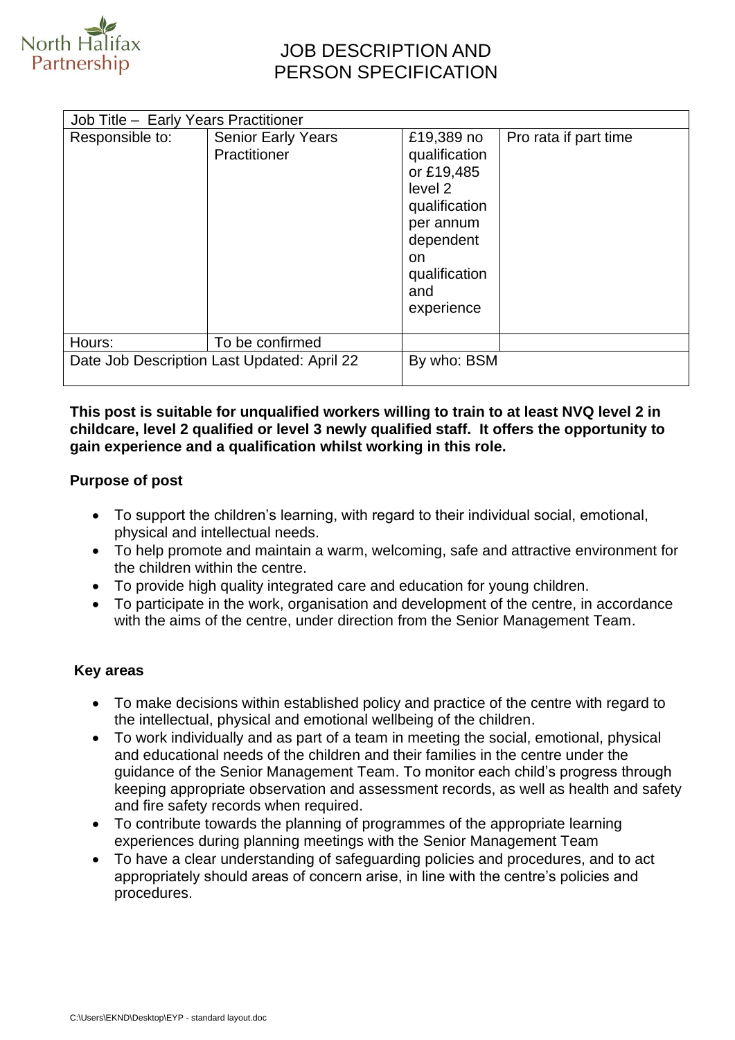North Halifax Partnership

# JOB DESCRIPTION AND PERSON SPECIFICATION

| Job Title – Early Years Practitioner | | | |
|---|---|---|---|
| Responsible to: | Senior Early Years Practitioner | £19,389 no qualification or £19,485 level 2 qualification per annum dependent on qualification and experience | Pro rata if part time |
| Hours: | To be confirmed | | |
| Date Job Description Last Updated: April 22 | | By who: BSM | |

**This post is suitable for unqualified workers willing to train to at least NVQ level 2 in childcare, level 2 qualified or level 3 newly qualified staff. It offers the opportunity to gain experience and a qualification whilst working in this role.**

**Purpose of post**

- To support the children's learning, with regard to their individual social, emotional, physical and intellectual needs.
- To help promote and maintain a warm, welcoming, safe and attractive environment for the children within the centre.
- To provide high quality integrated care and education for young children.
- To participate in the work, organisation and development of the centre, in accordance with the aims of the centre, under direction from the Senior Management Team.

**Key areas**

- To make decisions within established policy and practice of the centre with regard to the intellectual, physical and emotional wellbeing of the children.
- To work individually and as part of a team in meeting the social, emotional, physical and educational needs of the children and their families in the centre under the guidance of the Senior Management Team. To monitor each child's progress through keeping appropriate observation and assessment records, as well as health and safety and fire safety records when required.
- To contribute towards the planning of programmes of the appropriate learning experiences during planning meetings with the Senior Management Team
- To have a clear understanding of safeguarding policies and procedures, and to act appropriately should areas of concern arise, in line with the centre's policies and procedures.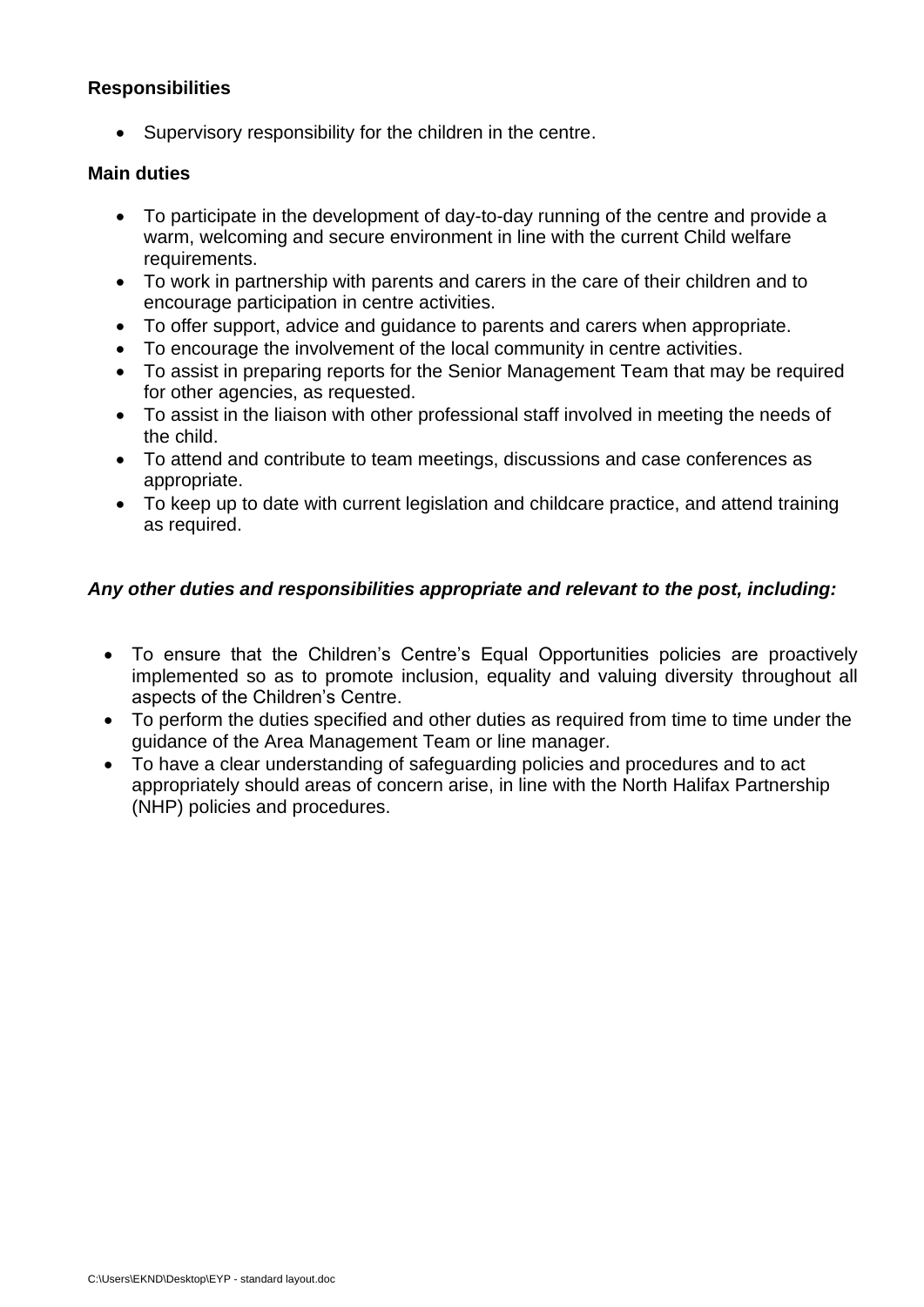**Responsibilities**

- Supervisory responsibility for the children in the centre.

**Main duties**

- To participate in the development of day-to-day running of the centre and provide a warm, welcoming and secure environment in line with the current Child welfare requirements.
- To work in partnership with parents and carers in the care of their children and to encourage participation in centre activities.
- To offer support, advice and guidance to parents and carers when appropriate.
- To encourage the involvement of the local community in centre activities.
- To assist in preparing reports for the Senior Management Team that may be required for other agencies, as requested.
- To assist in the liaison with other professional staff involved in meeting the needs of the child.
- To attend and contribute to team meetings, discussions and case conferences as appropriate.
- To keep up to date with current legislation and childcare practice, and attend training as required.

***Any other duties and responsibilities appropriate and relevant to the post, including:***

- To ensure that the Children's Centre's Equal Opportunities policies are proactively implemented so as to promote inclusion, equality and valuing diversity throughout all aspects of the Children's Centre.
- To perform the duties specified and other duties as required from time to time under the guidance of the Area Management Team or line manager.
- To have a clear understanding of safeguarding policies and procedures and to act appropriately should areas of concern arise, in line with the North Halifax Partnership (NHP) policies and procedures.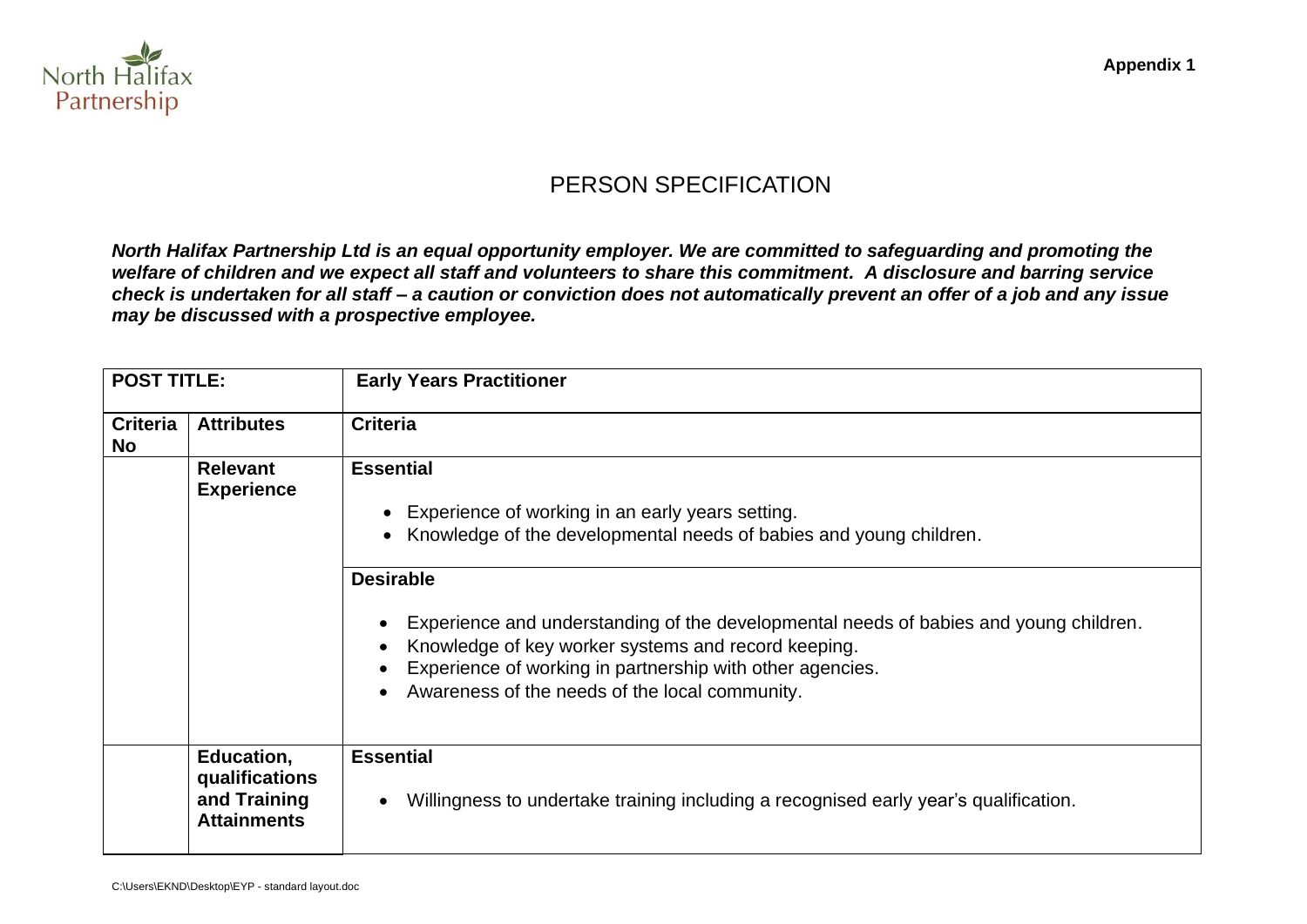Appendix 1

# PERSON SPECIFICATION

***North Halifax Partnership Ltd is an equal opportunity employer. We are committed to safeguarding and promoting the welfare of children and we expect all staff and volunteers to share this commitment. A disclosure and barring service check is undertaken for all staff – a caution or conviction does not automatically prevent an offer of a job and any issue may be discussed with a prospective employee.***

| **POST TITLE:** | | **Early Years Practitioner** |
|---|---|---|
| **Criteria No** | **Attributes** | **Criteria** |
| | **Relevant Experience** | **Essential**<br><br>• Experience of working in an early years setting.<br>• Knowledge of the developmental needs of babies and young children. |
| | | **Desirable**<br><br>• Experience and understanding of the developmental needs of babies and young children.<br>• Knowledge of key worker systems and record keeping.<br>• Experience of working in partnership with other agencies.<br>• Awareness of the needs of the local community. |
| | **Education, qualifications and Training Attainments** | **Essential**<br><br>• Willingness to undertake training including a recognised early year's qualification. |

C:\Users\EKND\Desktop\EYP - standard layout.doc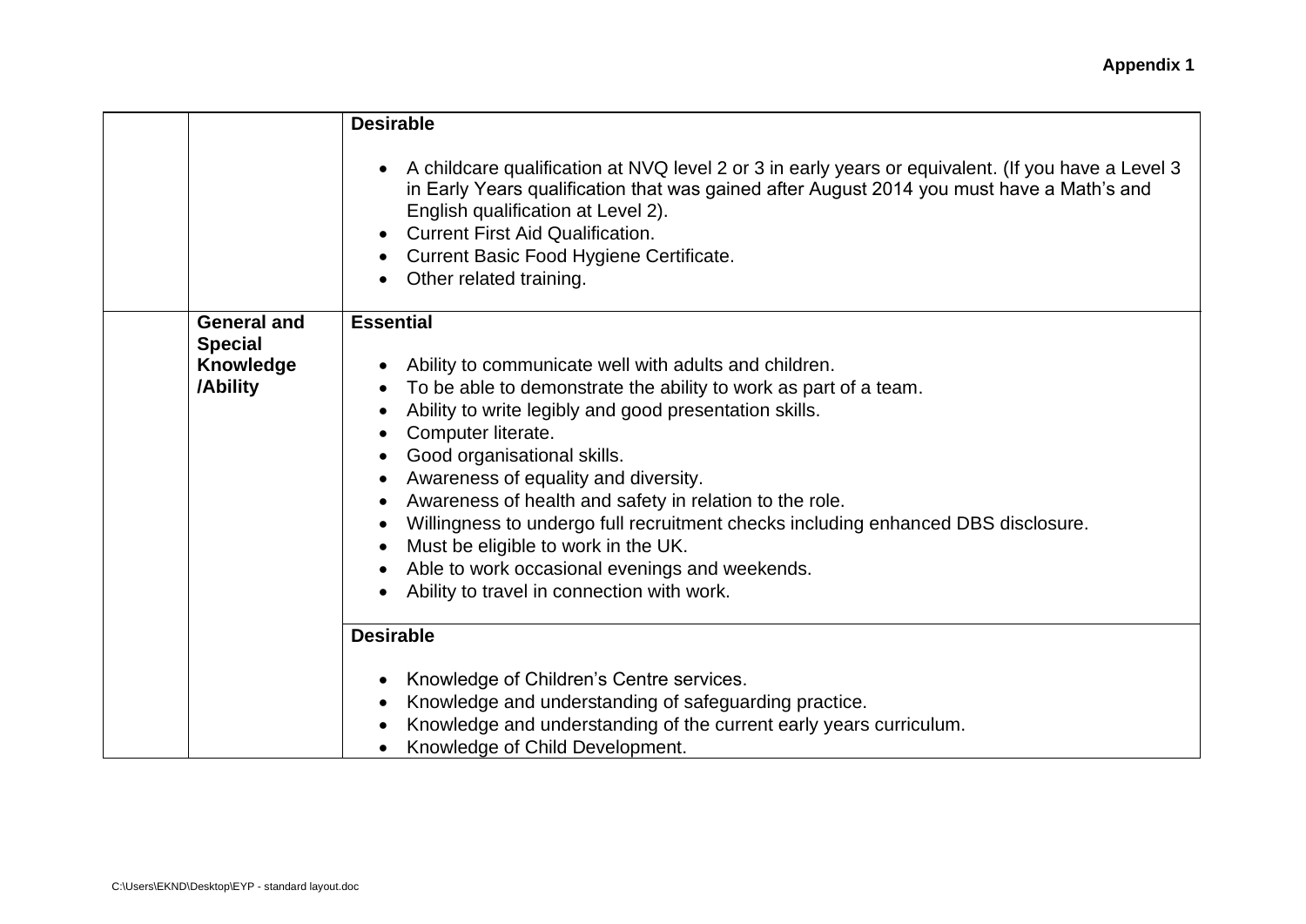**Appendix 1**

| | | |
|---|---|---|
| | | **Desirable**<br><br>• A childcare qualification at NVQ level 2 or 3 in early years or equivalent. (If you have a Level 3 in Early Years qualification that was gained after August 2014 you must have a Math's and English qualification at Level 2).<br>• Current First Aid Qualification.<br>• Current Basic Food Hygiene Certificate.<br>• Other related training. |
| | **General and Special Knowledge /Ability** | **Essential**<br><br>• Ability to communicate well with adults and children.<br>• To be able to demonstrate the ability to work as part of a team.<br>• Ability to write legibly and good presentation skills.<br>• Computer literate.<br>• Good organisational skills.<br>• Awareness of equality and diversity.<br>• Awareness of health and safety in relation to the role.<br>• Willingness to undergo full recruitment checks including enhanced DBS disclosure.<br>• Must be eligible to work in the UK.<br>• Able to work occasional evenings and weekends.<br>• Ability to travel in connection with work. |
| | | **Desirable**<br><br>• Knowledge of Children's Centre services.<br>• Knowledge and understanding of safeguarding practice.<br>• Knowledge and understanding of the current early years curriculum.<br>• Knowledge of Child Development. |